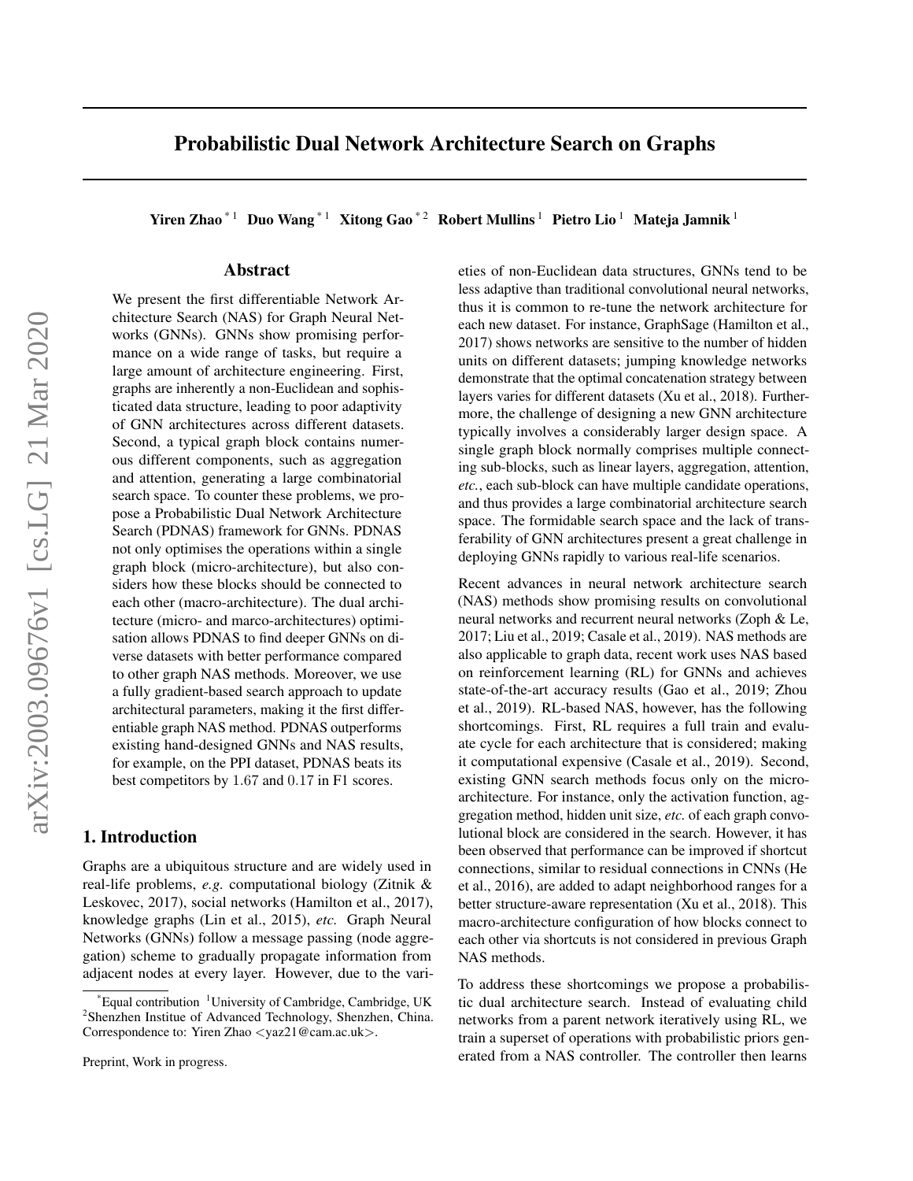# Probabilistic Dual Network Architecture Search on Graphs

**Yiren Zhao** [*1] **Duo Wang** [*1] **Xitong Gao** [*2] **Robert Mullins** [1] **Pietro Lio** [1] **Mateja Jamnik** [1]

## Abstract

We present the first differentiable Network Architecture Search (NAS) for Graph Neural Networks (GNNs). GNNs show promising performance on a wide range of tasks, but require a large amount of architecture engineering. First, graphs are inherently a non-Euclidean and sophisticated data structure, leading to poor adaptivity of GNN architectures across different datasets. Second, a typical graph block contains numerous different components, such as aggregation and attention, generating a large combinatorial search space. To counter these problems, we propose a Probabilistic Dual Network Architecture Search (PDNAS) framework for GNNs. PDNAS not only optimises the operations within a single graph block (micro-architecture), but also considers how these blocks should be connected to each other (macro-architecture). The dual architecture (micro- and marco-architectures) optimisation allows PDNAS to find deeper GNNs on diverse datasets with better performance compared to other graph NAS methods. Moreover, we use a fully gradient-based search approach to update architectural parameters, making it the first differentiable graph NAS method. PDNAS outperforms existing hand-designed GNNs and NAS results, for example, on the PPI dataset, PDNAS beats its best competitors by $1.67$ and $0.17$ in F1 scores.

## 1. Introduction

Graphs are a ubiquitous structure and are widely used in real-life problems, *e.g.* computational biology (Zitnik & Leskovec, 2017), social networks (Hamilton et al., 2017), knowledge graphs (Lin et al., 2015), *etc.* Graph Neural Networks (GNNs) follow a message passing (node aggregation) scheme to gradually propagate information from adjacent nodes at every layer. However, due to the varieties of non-Euclidean data structures, GNNs tend to be less adaptive than traditional convolutional neural networks, thus it is common to re-tune the network architecture for each new dataset. For instance, GraphSage (Hamilton et al., 2017) shows networks are sensitive to the number of hidden units on different datasets; jumping knowledge networks demonstrate that the optimal concatenation strategy between layers varies for different datasets (Xu et al., 2018). Furthermore, the challenge of designing a new GNN architecture typically involves a considerably larger design space. A single graph block normally comprises multiple connecting sub-blocks, such as linear layers, aggregation, attention, *etc.*, each sub-block can have multiple candidate operations, and thus provides a large combinatorial architecture search space. The formidable search space and the lack of transferability of GNN architectures present a great challenge in deploying GNNs rapidly to various real-life scenarios.

Recent advances in neural network architecture search (NAS) methods show promising results on convolutional neural networks and recurrent neural networks (Zoph & Le, 2017; Liu et al., 2019; Casale et al., 2019). NAS methods are also applicable to graph data, recent work uses NAS based on reinforcement learning (RL) for GNNs and achieves state-of-the-art accuracy results (Gao et al., 2019; Zhou et al., 2019). RL-based NAS, however, has the following shortcomings. First, RL requires a full train and evaluate cycle for each architecture that is considered; making it computational expensive (Casale et al., 2019). Second, existing GNN search methods focus only on the micro-architecture. For instance, only the activation function, aggregation method, hidden unit size, *etc.* of each graph convolutional block are considered in the search. However, it has been observed that performance can be improved if shortcut connections, similar to residual connections in CNNs (He et al., 2016), are added to adapt neighborhood ranges for a better structure-aware representation (Xu et al., 2018). This macro-architecture configuration of how blocks connect to each other via shortcuts is not considered in previous Graph NAS methods.

To address these shortcomings we propose a probabilistic dual architecture search. Instead of evaluating child networks from a parent network iteratively using RL, we train a superset of operations with probabilistic priors generated from a NAS controller. The controller then learns

[*] Equal contribution [1] University of Cambridge, Cambridge, UK [2] Shenzhen Institue of Advanced Technology, Shenzhen, China. Correspondence to: Yiren Zhao <yaz21@cam.ac.uk>.

Preprint, Work in progress.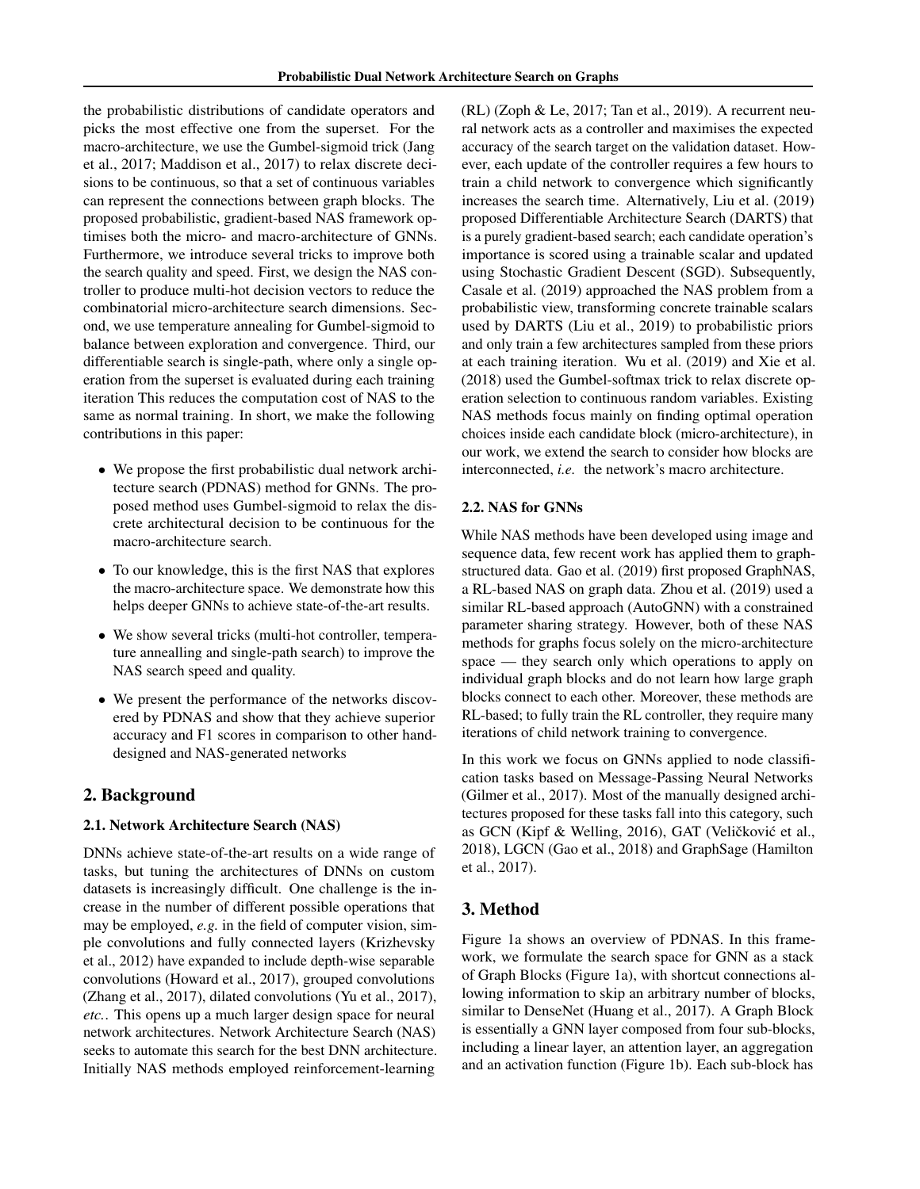the probabilistic distributions of candidate operators and picks the most effective one from the superset. For the macro-architecture, we use the Gumbel-sigmoid trick (Jang et al., 2017; Maddison et al., 2017) to relax discrete decisions to be continuous, so that a set of continuous variables can represent the connections between graph blocks. The proposed probabilistic, gradient-based NAS framework optimises both the micro- and macro-architecture of GNNs. Furthermore, we introduce several tricks to improve both the search quality and speed. First, we design the NAS controller to produce multi-hot decision vectors to reduce the combinatorial micro-architecture search dimensions. Second, we use temperature annealing for Gumbel-sigmoid to balance between exploration and convergence. Third, our differentiable search is single-path, where only a single operation from the superset is evaluated during each training iteration This reduces the computation cost of NAS to the same as normal training. In short, we make the following contributions in this paper:

- We propose the first probabilistic dual network architecture search (PDNAS) method for GNNs. The proposed method uses Gumbel-sigmoid to relax the discrete architectural decision to be continuous for the macro-architecture search.
- To our knowledge, this is the first NAS that explores the macro-architecture space. We demonstrate how this helps deeper GNNs to achieve state-of-the-art results.
- We show several tricks (multi-hot controller, temperature annealling and single-path search) to improve the NAS search speed and quality.
- We present the performance of the networks discovered by PDNAS and show that they achieve superior accuracy and F1 scores in comparison to other hand-designed and NAS-generated networks

## 2. Background

### 2.1. Network Architecture Search (NAS)

DNNs achieve state-of-the-art results on a wide range of tasks, but tuning the architectures of DNNs on custom datasets is increasingly difficult. One challenge is the increase in the number of different possible operations that may be employed, *e.g.* in the field of computer vision, simple convolutions and fully connected layers (Krizhevsky et al., 2012) have expanded to include depth-wise separable convolutions (Howard et al., 2017), grouped convolutions (Zhang et al., 2017), dilated convolutions (Yu et al., 2017), *etc.*. This opens up a much larger design space for neural network architectures. Network Architecture Search (NAS) seeks to automate this search for the best DNN architecture. Initially NAS methods employed reinforcement-learning (RL) (Zoph & Le, 2017; Tan et al., 2019). A recurrent neural network acts as a controller and maximises the expected accuracy of the search target on the validation dataset. However, each update of the controller requires a few hours to train a child network to convergence which significantly increases the search time. Alternatively, Liu et al. (2019) proposed Differentiable Architecture Search (DARTS) that is a purely gradient-based search; each candidate operation's importance is scored using a trainable scalar and updated using Stochastic Gradient Descent (SGD). Subsequently, Casale et al. (2019) approached the NAS problem from a probabilistic view, transforming concrete trainable scalars used by DARTS (Liu et al., 2019) to probabilistic priors and only train a few architectures sampled from these priors at each training iteration. Wu et al. (2019) and Xie et al. (2018) used the Gumbel-softmax trick to relax discrete operation selection to continuous random variables. Existing NAS methods focus mainly on finding optimal operation choices inside each candidate block (micro-architecture), in our work, we extend the search to consider how blocks are interconnected, *i.e.* the network's macro architecture.

### 2.2. NAS for GNNs

While NAS methods have been developed using image and sequence data, few recent work has applied them to graph-structured data. Gao et al. (2019) first proposed GraphNAS, a RL-based NAS on graph data. Zhou et al. (2019) used a similar RL-based approach (AutoGNN) with a constrained parameter sharing strategy. However, both of these NAS methods for graphs focus solely on the micro-architecture space — they search only which operations to apply on individual graph blocks and do not learn how large graph blocks connect to each other. Moreover, these methods are RL-based; to fully train the RL controller, they require many iterations of child network training to convergence.

In this work we focus on GNNs applied to node classification tasks based on Message-Passing Neural Networks (Gilmer et al., 2017). Most of the manually designed architectures proposed for these tasks fall into this category, such as GCN (Kipf & Welling, 2016), GAT (Veličković et al., 2018), LGCN (Gao et al., 2018) and GraphSage (Hamilton et al., 2017).

## 3. Method

Figure 1a shows an overview of PDNAS. In this framework, we formulate the search space for GNN as a stack of Graph Blocks (Figure 1a), with shortcut connections allowing information to skip an arbitrary number of blocks, similar to DenseNet (Huang et al., 2017). A Graph Block is essentially a GNN layer composed from four sub-blocks, including a linear layer, an attention layer, an aggregation and an activation function (Figure 1b). Each sub-block has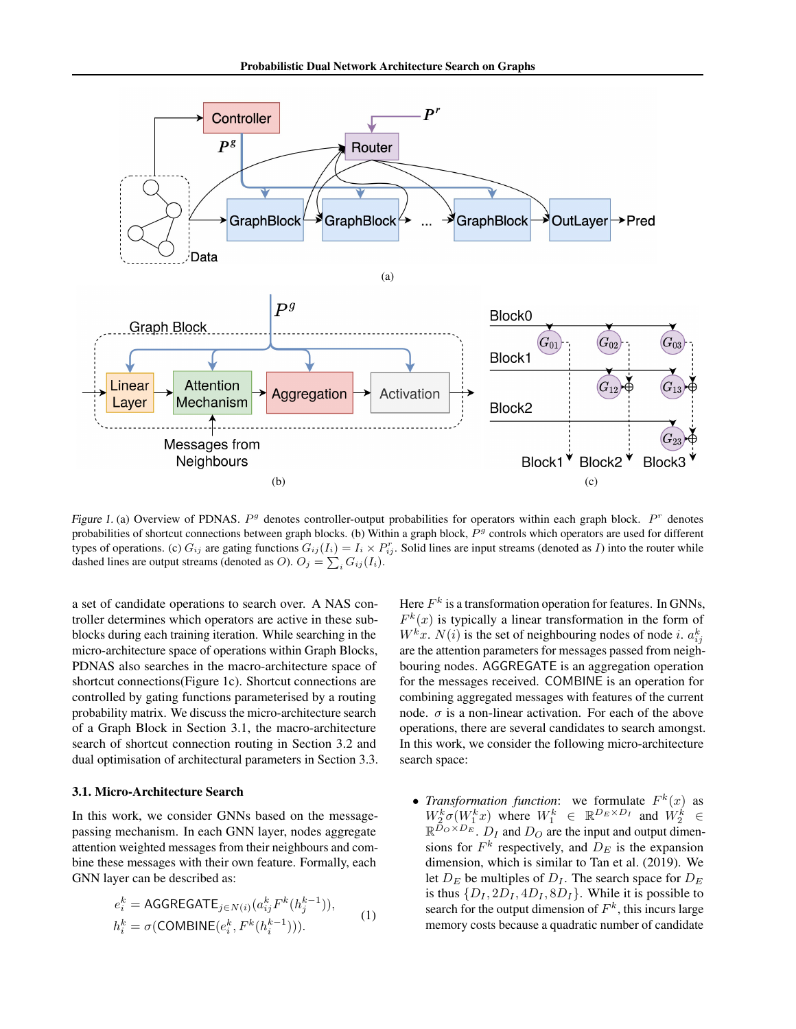Figure 1. (a) Overview of PDNAS. $P^g$ denotes controller-output probabilities for operators within each graph block. $P^r$ denotes probabilities of shortcut connections between graph blocks. (b) Within a graph block, $P^g$ controls which operators are used for different types of operations. (c) $G_{ij}$ are gating functions $G_{ij}(I_i) = I_i \times P^r_{ij}$. Solid lines are input streams (denoted as $I$) into the router while dashed lines are output streams (denoted as $O$). $O_j = \sum_i G_{ij}(I_i)$.

a set of candidate operations to search over. A NAS controller determines which operators are active in these subblocks during each training iteration. While searching in the micro-architecture space of operations within Graph Blocks, PDNAS also searches in the macro-architecture space of shortcut connections(Figure 1c). Shortcut connections are controlled by gating functions parameterised by a routing probability matrix. We discuss the micro-architecture search of a Graph Block in Section 3.1, the macro-architecture search of shortcut connection routing in Section 3.2 and dual optimisation of architectural parameters in Section 3.3.

### 3.1. Micro-Architecture Search

In this work, we consider GNNs based on the message-passing mechanism. In each GNN layer, nodes aggregate attention weighted messages from their neighbours and combine these messages with their own feature. Formally, each GNN layer can be described as:

$$
\begin{aligned}
e_i^k &= \mathsf{AGGREGATE}_{j \in N(i)}(a_{ij}^k F^k(h_j^{k-1})), \\
h_i^k &= \sigma(\mathsf{COMBINE}(e_i^k, F^k(h_i^{k-1}))).
\end{aligned} \tag{1}
$$

Here $F^k$ is a transformation operation for features. In GNNs, $F^k(x)$ is typically a linear transformation in the form of $W^k x$. $N(i)$ is the set of neighbouring nodes of node $i$. $a_{ij}^k$ are the attention parameters for messages passed from neighbouring nodes. AGGREGATE is an aggregation operation for the messages received. COMBINE is an operation for combining aggregated messages with features of the current node. $\sigma$ is a non-linear activation. For each of the above operations, there are several candidates to search amongst. In this work, we consider the following micro-architecture search space:

- *Transformation function*: we formulate $F^k(x)$ as $W_2^k \sigma(W_1^k x)$ where $W_1^k \in \mathbb{R}^{D_E \times D_I}$ and $W_2^k \in \mathbb{R}^{D_O \times D_E}$. $D_I$ and $D_O$ are the input and output dimensions for $F^k$ respectively, and $D_E$ is the expansion dimension, which is similar to Tan et al. (2019). We let $D_E$ be multiples of $D_I$. The search space for $D_E$ is thus $\{D_I, 2D_I, 4D_I, 8D_I\}$. While it is possible to search for the output dimension of $F^k$, this incurs large memory costs because a quadratic number of candidate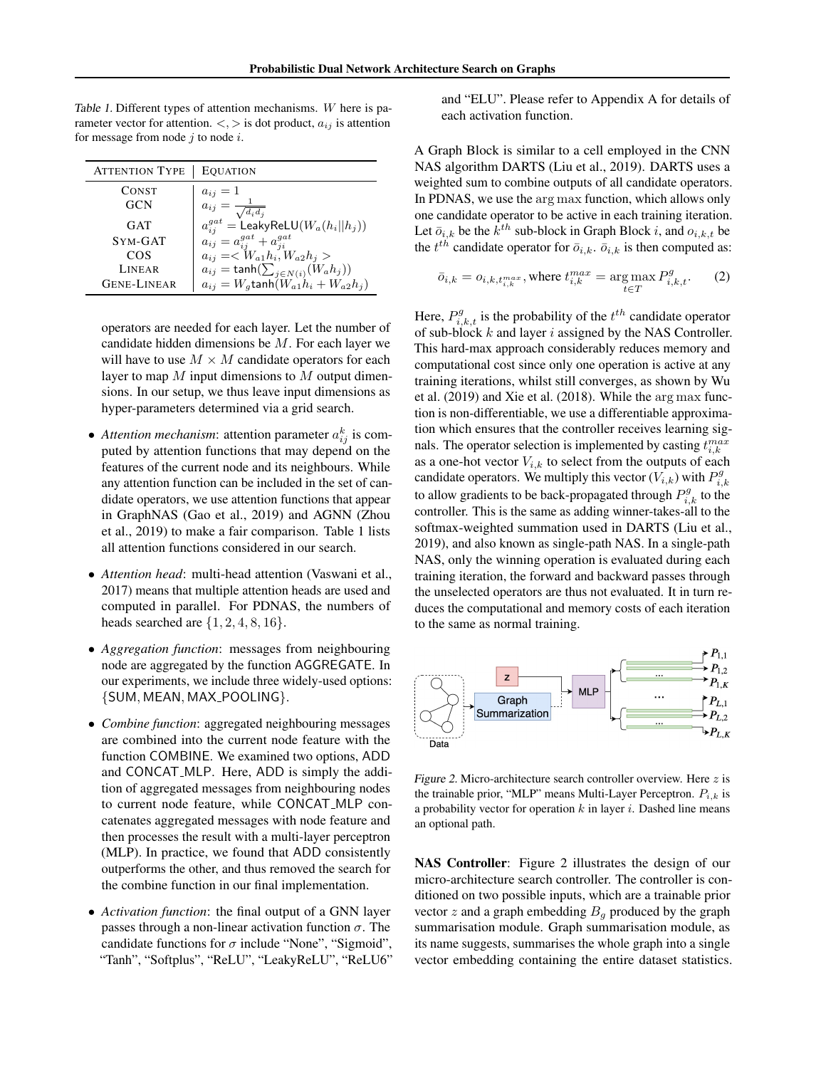Table 1. Different types of attention mechanisms. $W$ here is parameter vector for attention. $<,>$ is dot product, $a_{ij}$ is attention for message from node $j$ to node $i$.

| ATTENTION TYPE | EQUATION |
|---|---|
| CONST | $a_{ij} = 1$ |
| GCN | $a_{ij} = \frac{1}{\sqrt{d_i d_j}}$ |
| GAT | $a_{ij}^{gat} = \mathsf{LeakyReLU}(W_a(h_i \| h_j))$ |
| SYM-GAT | $a_{ij} = a_{ij}^{gat} + a_{ji}^{gat}$ |
| COS | $a_{ij} = < W_{a1}h_i, W_{a2}h_j >$ |
| LINEAR | $a_{ij} = \mathsf{tanh}(\sum_{j \in N(i)}(W_a h_j))$ |
| GENE-LINEAR | $a_{ij} = W_g \mathsf{tanh}(W_{a1}h_i + W_{a2}h_j)$ |

operators are needed for each layer. Let the number of candidate hidden dimensions be $M$. For each layer we will have to use $M \times M$ candidate operators for each layer to map $M$ input dimensions to $M$ output dimensions. In our setup, we thus leave input dimensions as hyper-parameters determined via a grid search.

- *Attention mechanism*: attention parameter $a_{ij}^k$ is computed by attention functions that may depend on the features of the current node and its neighbours. While any attention function can be included in the set of candidate operators, we use attention functions that appear in GraphNAS (Gao et al., 2019) and AGNN (Zhou et al., 2019) to make a fair comparison. Table 1 lists all attention functions considered in our search.
- *Attention head*: multi-head attention (Vaswani et al., 2017) means that multiple attention heads are used and computed in parallel. For PDNAS, the numbers of heads searched are $\{1, 2, 4, 8, 16\}$.
- *Aggregation function*: messages from neighbouring node are aggregated by the function AGGREGATE. In our experiments, we include three widely-used options: {SUM, MEAN, MAX_POOLING}.
- *Combine function*: aggregated neighbouring messages are combined into the current node feature with the function COMBINE. We examined two options, ADD and CONCAT_MLP. Here, ADD is simply the addition of aggregated messages from neighbouring nodes to current node feature, while CONCAT_MLP concatenates aggregated messages with node feature and then processes the result with a multi-layer perceptron (MLP). In practice, we found that ADD consistently outperforms the other, and thus removed the search for the combine function in our final implementation.
- *Activation function*: the final output of a GNN layer passes through a non-linear activation function $\sigma$. The candidate functions for $\sigma$ include "None", "Sigmoid", "Tanh", "Softplus", "ReLU", "LeakyReLU", "ReLU6" and "ELU". Please refer to Appendix A for details of each activation function.

A Graph Block is similar to a cell employed in the CNN NAS algorithm DARTS (Liu et al., 2019). DARTS uses a weighted sum to combine outputs of all candidate operators. In PDNAS, we use the $\arg\max$ function, which allows only one candidate operator to be active in each training iteration. Let $\bar{o}_{i,k}$ be the $k^{th}$ sub-block in Graph Block $i$, and $o_{i,k,t}$ be the $t^{th}$ candidate operator for $\bar{o}_{i,k}$. $\bar{o}_{i,k}$ is then computed as:

$$\bar{o}_{i,k} = o_{i,k,t_{i,k}^{max}}, \text{where } t_{i,k}^{max} = \arg\max_{t \in T} P_{i,k,t}^g. \quad (2)$$

Here, $P_{i,k,t}^g$ is the probability of the $t^{th}$ candidate operator of sub-block $k$ and layer $i$ assigned by the NAS Controller. This hard-max approach considerably reduces memory and computational cost since only one operation is active at any training iterations, whilst still converges, as shown by Wu et al. (2019) and Xie et al. (2018). While the $\arg\max$ function is non-differentiable, we use a differentiable approximation which ensures that the controller receives learning signals. The operator selection is implemented by casting $t_{i,k}^{max}$ as a one-hot vector $V_{i,k}$ to select from the outputs of each candidate operators. We multiply this vector ($V_{i,k}$) with $P_{i,k}^g$ to allow gradients to be back-propagated through $P_{i,k}^g$ to the controller. This is the same as adding winner-takes-all to the softmax-weighted summation used in DARTS (Liu et al., 2019), and also known as single-path NAS. In a single-path NAS, only the winning operation is evaluated during each training iteration, the forward and backward passes through the unselected operators are thus not evaluated. It in turn reduces the computational and memory costs of each iteration to the same as normal training.

Figure 2. Micro-architecture search controller overview. Here $z$ is the trainable prior, "MLP" means Multi-Layer Perceptron. $P_{i,k}$ is a probability vector for operation $k$ in layer $i$. Dashed line means an optional path.

**NAS Controller**: Figure 2 illustrates the design of our micro-architecture search controller. The controller is conditioned on two possible inputs, which are a trainable prior vector $z$ and a graph embedding $B_g$ produced by the graph summarisation module. Graph summarisation module, as its name suggests, summarises the whole graph into a single vector embedding containing the entire dataset statistics.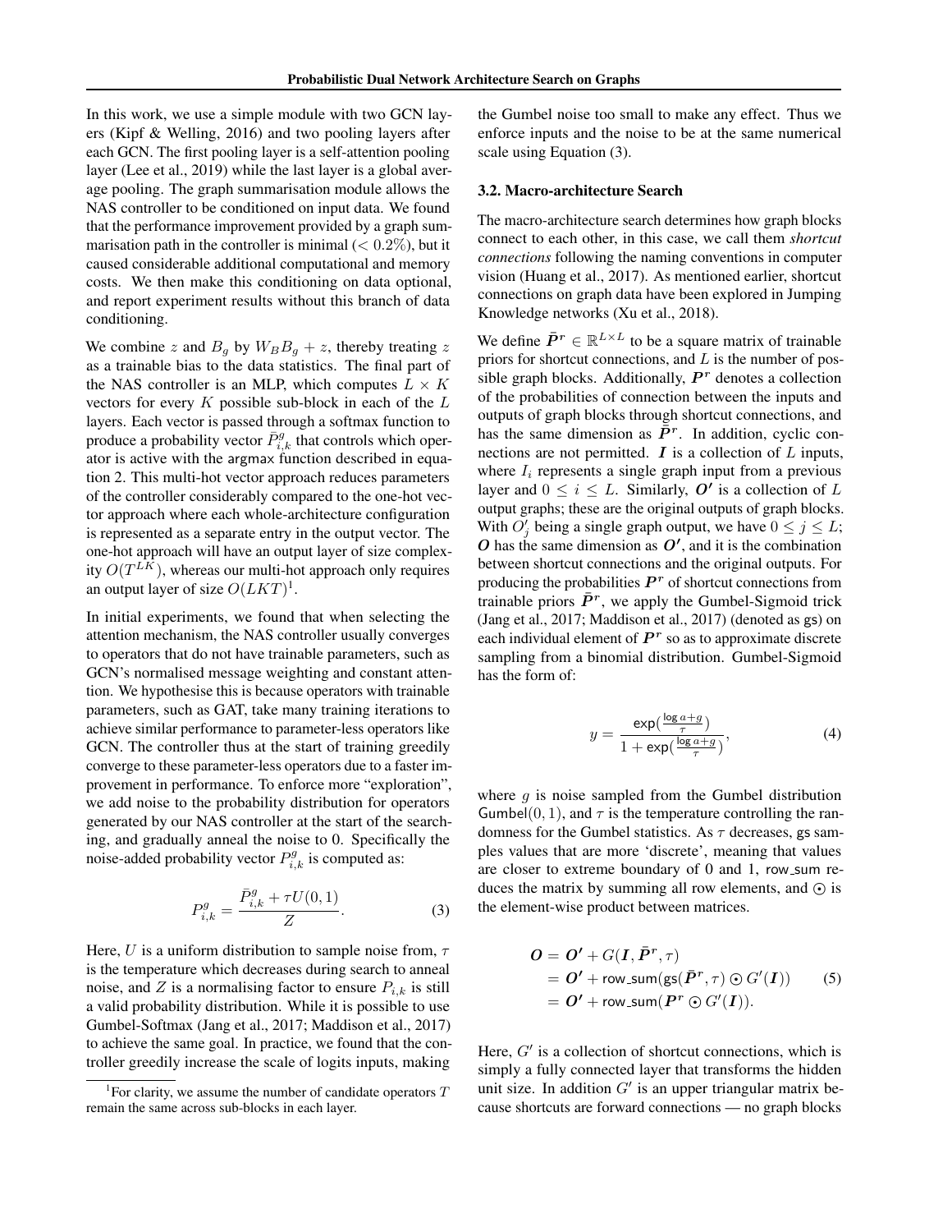In this work, we use a simple module with two GCN layers (Kipf & Welling, 2016) and two pooling layers after each GCN. The first pooling layer is a self-attention pooling layer (Lee et al., 2019) while the last layer is a global average pooling. The graph summarisation module allows the NAS controller to be conditioned on input data. We found that the performance improvement provided by a graph summarisation path in the controller is minimal ($< 0.2\%$), but it caused considerable additional computational and memory costs. We then make this conditioning on data optional, and report experiment results without this branch of data conditioning.

We combine $z$ and $B_g$ by $W_B B_g + z$, thereby treating $z$ as a trainable bias to the data statistics. The final part of the NAS controller is an MLP, which computes $L \times K$ vectors for every $K$ possible sub-block in each of the $L$ layers. Each vector is passed through a softmax function to produce a probability vector $\bar{P}^g_{i,k}$ that controls which operator is active with the argmax function described in equation 2. This multi-hot vector approach reduces parameters of the controller considerably compared to the one-hot vector approach where each whole-architecture configuration is represented as a separate entry in the output vector. The one-hot approach will have an output layer of size complexity $O(T^{LK})$, whereas our multi-hot approach only requires an output layer of size $O(LKT)$[1].

In initial experiments, we found that when selecting the attention mechanism, the NAS controller usually converges to operators that do not have trainable parameters, such as GCN's normalised message weighting and constant attention. We hypothesise this is because operators with trainable parameters, such as GAT, take many training iterations to achieve similar performance to parameter-less operators like GCN. The controller thus at the start of training greedily converge to these parameter-less operators due to a faster improvement in performance. To enforce more "exploration", we add noise to the probability distribution for operators generated by our NAS controller at the start of the searching, and gradually anneal the noise to 0. Specifically the noise-added probability vector $P^g_{i,k}$ is computed as:

$$P^g_{i,k} = \frac{\bar{P}^g_{i,k} + \tau U(0,1)}{Z}. \tag{3}$$

Here, $U$ is a uniform distribution to sample noise from, $\tau$ is the temperature which decreases during search to anneal noise, and $Z$ is a normalising factor to ensure $P_{i,k}$ is still a valid probability distribution. While it is possible to use Gumbel-Softmax (Jang et al., 2017; Maddison et al., 2017) to achieve the same goal. In practice, we found that the controller greedily increase the scale of logits inputs, making the Gumbel noise too small to make any effect. Thus we enforce inputs and the noise to be at the same numerical scale using Equation (3).

### 3.2. Macro-architecture Search

The macro-architecture search determines how graph blocks connect to each other, in this case, we call them *shortcut connections* following the naming conventions in computer vision (Huang et al., 2017). As mentioned earlier, shortcut connections on graph data have been explored in Jumping Knowledge networks (Xu et al., 2018).

We define $\bar{\boldsymbol{P}}^r \in \mathbb{R}^{L \times L}$ to be a square matrix of trainable priors for shortcut connections, and $L$ is the number of possible graph blocks. Additionally, $\boldsymbol{P^r}$ denotes a collection of the probabilities of connection between the inputs and outputs of graph blocks through shortcut connections, and has the same dimension as $\bar{\boldsymbol{P}}^r$. In addition, cyclic connections are not permitted. $\boldsymbol{I}$ is a collection of $L$ inputs, where $I_i$ represents a single graph input from a previous layer and $0 \leq i \leq L$. Similarly, $\boldsymbol{O'}$ is a collection of $L$ output graphs; these are the original outputs of graph blocks. With $O'_j$ being a single graph output, we have $0 \leq j \leq L$; $\boldsymbol{O}$ has the same dimension as $\boldsymbol{O'}$, and it is the combination between shortcut connections and the original outputs. For producing the probabilities $\boldsymbol{P^r}$ of shortcut connections from trainable priors $\bar{\boldsymbol{P}}^r$, we apply the Gumbel-Sigmoid trick (Jang et al., 2017; Maddison et al., 2017) (denoted as gs) on each individual element of $\boldsymbol{P^r}$ so as to approximate discrete sampling from a binomial distribution. Gumbel-Sigmoid has the form of:

$$y = \frac{\exp(\frac{\log a + g}{\tau})}{1 + \exp(\frac{\log a + g}{\tau})}, \tag{4}$$

where $g$ is noise sampled from the Gumbel distribution $\mathsf{Gumbel}(0,1)$, and $\tau$ is the temperature controlling the randomness for the Gumbel statistics. As $\tau$ decreases, gs samples values that are more 'discrete', meaning that values are closer to extreme boundary of 0 and 1, row_sum reduces the matrix by summing all row elements, and $\odot$ is the element-wise product between matrices.

$$\begin{aligned} \boldsymbol{O} &= \boldsymbol{O'} + G(\boldsymbol{I}, \bar{\boldsymbol{P}}^r, \tau) \\ &= \boldsymbol{O'} + \mathsf{row\_sum}(\mathsf{gs}(\bar{\boldsymbol{P}}^r, \tau) \odot G'(\boldsymbol{I})) \\ &= \boldsymbol{O'} + \mathsf{row\_sum}(\boldsymbol{P^r} \odot G'(\boldsymbol{I})). \end{aligned} \tag{5}$$

Here, $G'$ is a collection of shortcut connections, which is simply a fully connected layer that transforms the hidden unit size. In addition $G'$ is an upper triangular matrix because shortcuts are forward connections — no graph blocks

[1] For clarity, we assume the number of candidate operators $T$ remain the same across sub-blocks in each layer.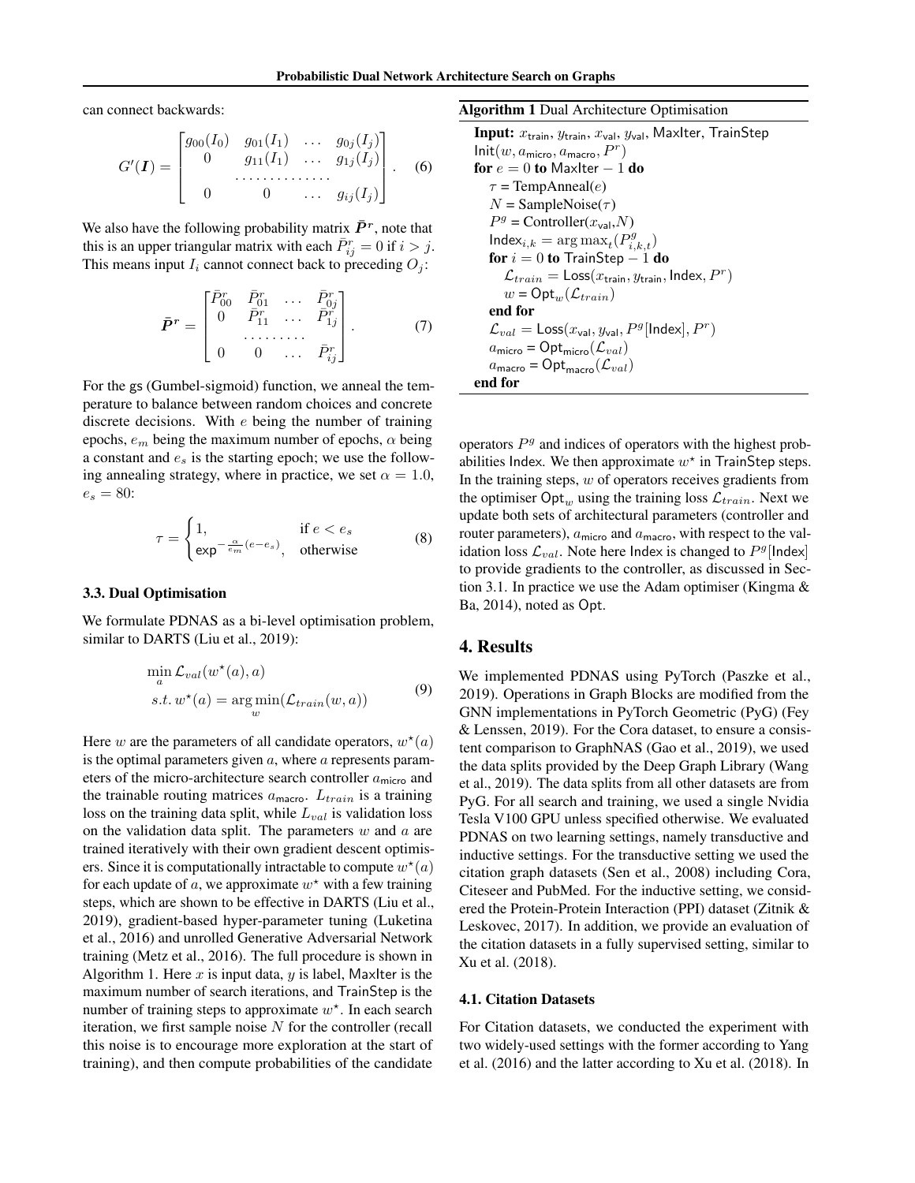can connect backwards:

$$G'(\boldsymbol{I}) = \begin{bmatrix} g_{00}(I_0) & g_{01}(I_1) & \dots & g_{0j}(I_j) \\ 0 & g_{11}(I_1) & \dots & g_{1j}(I_j) \\ & \dots\dots\dots\dots & & \\ 0 & 0 & \dots & g_{ij}(I_j) \end{bmatrix}. \quad (6)$$

We also have the following probability matrix $\bar{\boldsymbol{P}}^r$, note that this is an upper triangular matrix with each $\bar{P}^r_{ij} = 0$ if $i > j$. This means input $I_i$ cannot connect back to preceding $O_j$:

$$\bar{\boldsymbol{P}}^r = \begin{bmatrix} \bar{P}^r_{00} & \bar{P}^r_{01} & \dots & \bar{P}^r_{0j} \\ 0 & \bar{P}^r_{11} & \dots & \bar{P}^r_{1j} \\ & \dots\dots\dots & & \\ 0 & 0 & \dots & \bar{P}^r_{ij} \end{bmatrix}. \quad (7)$$

For the gs (Gumbel-sigmoid) function, we anneal the temperature to balance between random choices and concrete discrete decisions. With $e$ being the number of training epochs, $e_m$ being the maximum number of epochs, $\alpha$ being a constant and $e_s$ is the starting epoch; we use the following annealing strategy, where in practice, we set $\alpha = 1.0$, $e_s = 80$:

$$\tau = \begin{cases} 1, & \text{if } e < e_s \\ \exp^{-\frac{\alpha}{e_m}(e - e_s)}, & \text{otherwise} \end{cases} \quad (8)$$

### 3.3. Dual Optimisation

We formulate PDNAS as a bi-level optimisation problem, similar to DARTS (Liu et al., 2019):

$$\begin{aligned} &\min_a \mathcal{L}_{val}(w^\star(a), a) \\ &s.t.\ w^\star(a) = \arg\min_w(\mathcal{L}_{train}(w, a)) \end{aligned} \quad (9)$$

Here $w$ are the parameters of all candidate operators, $w^\star(a)$ is the optimal parameters given $a$, where $a$ represents parameters of the micro-architecture search controller $a_{\mathsf{micro}}$ and the trainable routing matrices $a_{\mathsf{macro}}$. $L_{train}$ is a training loss on the training data split, while $L_{val}$ is validation loss on the validation data split. The parameters $w$ and $a$ are trained iteratively with their own gradient descent optimisers. Since it is computationally intractable to compute $w^\star(a)$ for each update of $a$, we approximate $w^\star$ with a few training steps, which are shown to be effective in DARTS (Liu et al., 2019), gradient-based hyper-parameter tuning (Luketina et al., 2016) and unrolled Generative Adversarial Network training (Metz et al., 2016). The full procedure is shown in Algorithm 1. Here $x$ is input data, $y$ is label, MaxIter is the maximum number of search iterations, and TrainStep is the number of training steps to approximate $w^\star$. In each search iteration, we first sample noise $N$ for the controller (recall this noise is to encourage more exploration at the start of training), and then compute probabilities of the candidate operators $P^g$ and indices of operators with the highest probabilities Index. We then approximate $w^\star$ in TrainStep steps. In the training steps, $w$ of operators receives gradients from the optimiser $\mathsf{Opt}_w$ using the training loss $\mathcal{L}_{train}$. Next we update both sets of architectural parameters (controller and router parameters), $a_{\mathsf{micro}}$ and $a_{\mathsf{macro}}$, with respect to the validation loss $\mathcal{L}_{val}$. Note here Index is changed to $P^g[\mathsf{Index}]$ to provide gradients to the controller, as discussed in Section 3.1. In practice we use the Adam optimiser (Kingma & Ba, 2014), noted as Opt.

**Algorithm 1** Dual Architecture Optimisation

```
Input: x_train, y_train, x_val, y_val, MaxIter, TrainStep
Init(w, a_micro, a_macro, P^r)
for e = 0 to MaxIter − 1 do
    τ = TempAnneal(e)
    N = SampleNoise(τ)
    P^g = Controller(x_val, N)
    Index_{i,k} = argmax_t(P^g_{i,k,t})
    for i = 0 to TrainStep − 1 do
        L_train = Loss(x_train, y_train, Index, P^r)
        w = Opt_w(L_train)
    end for
    L_val = Loss(x_val, y_val, P^g[Index], P^r)
    a_micro = Opt_micro(L_val)
    a_macro = Opt_macro(L_val)
end for
```

## 4. Results

We implemented PDNAS using PyTorch (Paszke et al., 2019). Operations in Graph Blocks are modified from the GNN implementations in PyTorch Geometric (PyG) (Fey & Lenssen, 2019). For the Cora dataset, to ensure a consistent comparison to GraphNAS (Gao et al., 2019), we used the data splits provided by the Deep Graph Library (Wang et al., 2019). The data splits from all other datasets are from PyG. For all search and training, we used a single Nvidia Tesla V100 GPU unless specified otherwise. We evaluated PDNAS on two learning settings, namely transductive and inductive settings. For the transductive setting we used the citation graph datasets (Sen et al., 2008) including Cora, Citeseer and PubMed. For the inductive setting, we considered the Protein-Protein Interaction (PPI) dataset (Zitnik & Leskovec, 2017). In addition, we provide an evaluation of the citation datasets in a fully supervised setting, similar to Xu et al. (2018).

### 4.1. Citation Datasets

For Citation datasets, we conducted the experiment with two widely-used settings with the former according to Yang et al. (2016) and the latter according to Xu et al. (2018). In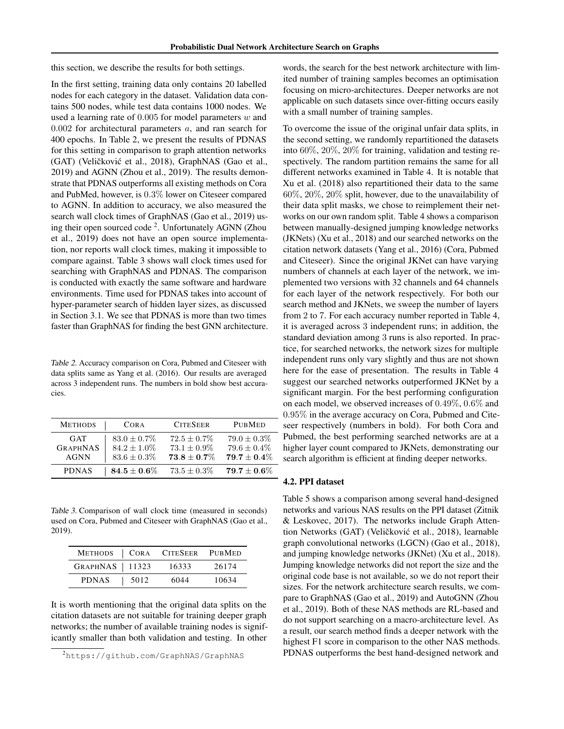this section, we describe the results for both settings.

In the first setting, training data only contains 20 labelled nodes for each category in the dataset. Validation data contains 500 nodes, while test data contains 1000 nodes. We used a learning rate of $0.005$ for model parameters $w$ and $0.002$ for architectural parameters $a$, and ran search for 400 epochs. In Table 2, we present the results of PDNAS for this setting in comparison to graph attention networks (GAT) (Veličković et al., 2018), GraphNAS (Gao et al., 2019) and AGNN (Zhou et al., 2019). The results demonstrate that PDNAS outperforms all existing methods on Cora and PubMed, however, is $0.3\%$ lower on Citeseer compared to AGNN. In addition to accuracy, we also measured the search wall clock times of GraphNAS (Gao et al., 2019) using their open sourced code [2]. Unfortunately AGNN (Zhou et al., 2019) does not have an open source implementation, nor reports wall clock times, making it impossible to compare against. Table 3 shows wall clock times used for searching with GraphNAS and PDNAS. The comparison is conducted with exactly the same software and hardware environments. Time used for PDNAS takes into account of hyper-parameter search of hidden layer sizes, as discussed in Section 3.1. We see that PDNAS is more than two times faster than GraphNAS for finding the best GNN architecture.

Table 2. Accuracy comparison on Cora, Pubmed and Citeseer with data splits same as Yang et al. (2016). Our results are averaged across 3 independent runs. The numbers in bold show best accuracies.

| Methods | Cora | CiteSeer | PubMed |
|---|---|---|---|
| GAT | $83.0 \pm 0.7\%$ | $72.5 \pm 0.7\%$ | $79.0 \pm 0.3\%$ |
| GraphNAS | $84.2 \pm 1.0\%$ | $73.1 \pm 0.9\%$ | $79.6 \pm 0.4\%$ |
| AGNN | $83.6 \pm 0.3\%$ | $\mathbf{73.8 \pm 0.7\%}$ | $\mathbf{79.7 \pm 0.4\%}$ |
| PDNAS | $\mathbf{84.5 \pm 0.6\%}$ | $73.5 \pm 0.3\%$ | $\mathbf{79.7 \pm 0.6\%}$ |

Table 3. Comparison of wall clock time (measured in seconds) used on Cora, Pubmed and Citeseer with GraphNAS (Gao et al., 2019).

| Methods | Cora | CiteSeer | PubMed |
|---|---|---|---|
| GraphNAS | 11323 | 16333 | 26174 |
| PDNAS | 5012 | 6044 | 10634 |

It is worth mentioning that the original data splits on the citation datasets are not suitable for training deeper graph networks; the number of available training nodes is significantly smaller than both validation and testing. In other words, the search for the best network architecture with limited number of training samples becomes an optimisation focusing on micro-architectures. Deeper networks are not applicable on such datasets since over-fitting occurs easily with a small number of training samples.

To overcome the issue of the original unfair data splits, in the second setting, we randomly repartitioned the datasets into $60\%$, $20\%$, $20\%$ for training, validation and testing respectively. The random partition remains the same for all different networks examined in Table 4. It is notable that Xu et al. (2018) also repartitioned their data to the same $60\%$, $20\%$, $20\%$ split, however, due to the unavailability of their data split masks, we chose to reimplement their networks on our own random split. Table 4 shows a comparison between manually-designed jumping knowledge networks (JKNets) (Xu et al., 2018) and our searched networks on the citation network datasets (Yang et al., 2016) (Cora, Pubmed and Citeseer). Since the original JKNet can have varying numbers of channels at each layer of the network, we implemented two versions with 32 channels and 64 channels for each layer of the network respectively. For both our search method and JKNets, we sweep the number of layers from 2 to 7. For each accuracy number reported in Table 4, it is averaged across 3 independent runs; in addition, the standard deviation among 3 runs is also reported. In practice, for searched networks, the network sizes for multiple independent runs only vary slightly and thus are not shown here for the ease of presentation. The results in Table 4 suggest our searched networks outperformed JKNet by a significant margin. For the best performing configuration on each model, we observed increases of $0.49\%$, $0.6\%$ and $0.95\%$ in the average accuracy on Cora, Pubmed and Citeseer respectively (numbers in bold). For both Cora and Pubmed, the best performing searched networks are at a higher layer count compared to JKNets, demonstrating our search algorithm is efficient at finding deeper networks.

### 4.2. PPI dataset

Table 5 shows a comparison among several hand-designed networks and various NAS results on the PPI dataset (Zitnik & Leskovec, 2017). The networks include Graph Attention Networks (GAT) (Veličković et al., 2018), learnable graph convolutional networks (LGCN) (Gao et al., 2018), and jumping knowledge networks (JKNet) (Xu et al., 2018). Jumping knowledge networks did not report the size and the original code base is not available, so we do not report their sizes. For the network architecture search results, we compare to GraphNAS (Gao et al., 2019) and AutoGNN (Zhou et al., 2019). Both of these NAS methods are RL-based and do not support searching on a macro-architecture level. As a result, our search method finds a deeper network with the highest F1 score in comparison to the other NAS methods. PDNAS outperforms the best hand-designed network and

[2] https://github.com/GraphNAS/GraphNAS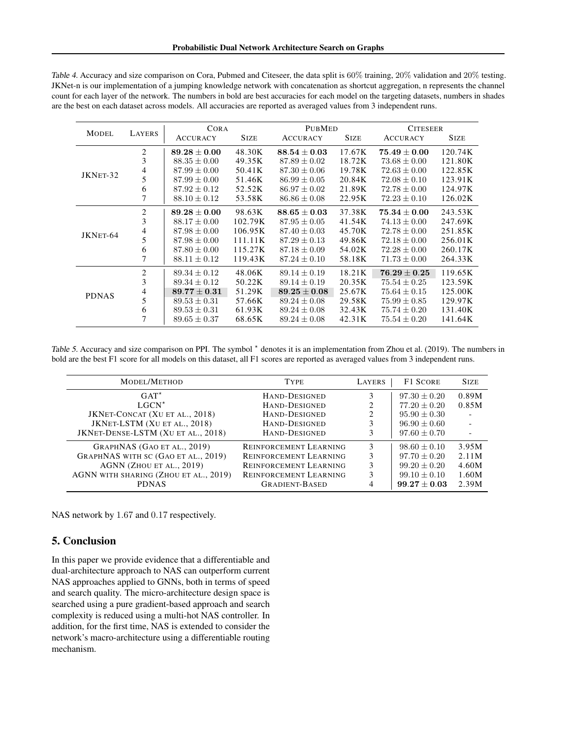Table 4. Accuracy and size comparison on Cora, Pubmed and Citeseer, the data split is 60% training, 20% validation and 20% testing. JKNet-n is our implementation of a jumping knowledge network with concatenation as shortcut aggregation, n represents the channel count for each layer of the network. The numbers in bold are best accuracies for each model on the targeting datasets, numbers in shades are the best on each dataset across models. All accuracies are reported as averaged values from 3 independent runs.

| Model | Layers | Cora | | PubMed | | Citeseer | |
|---|---|---|---|---|---|---|---|
| | | Accuracy | Size | Accuracy | Size | Accuracy | Size |
| JKNet-32 | 2 | $\mathbf{89.28 \pm 0.00}$ | 48.30K | $\mathbf{88.54 \pm 0.03}$ | 17.67K | $\mathbf{75.49 \pm 0.00}$ | 120.74K |
| | 3 | $88.35 \pm 0.00$ | 49.35K | $87.89 \pm 0.02$ | 18.72K | $73.68 \pm 0.00$ | 121.80K |
| | 4 | $87.99 \pm 0.00$ | 50.41K | $87.30 \pm 0.06$ | 19.78K | $72.63 \pm 0.00$ | 122.85K |
| | 5 | $87.99 \pm 0.00$ | 51.46K | $86.99 \pm 0.05$ | 20.84K | $72.08 \pm 0.10$ | 123.91K |
| | 6 | $87.92 \pm 0.12$ | 52.52K | $86.97 \pm 0.02$ | 21.89K | $72.78 \pm 0.00$ | 124.97K |
| | 7 | $88.10 \pm 0.12$ | 53.58K | $86.86 \pm 0.08$ | 22.95K | $72.23 \pm 0.10$ | 126.02K |
| JKNet-64 | 2 | $\mathbf{89.28 \pm 0.00}$ | 98.63K | $\mathbf{88.65 \pm 0.03}$ | 37.38K | $\mathbf{75.34 \pm 0.00}$ | 243.53K |
| | 3 | $88.17 \pm 0.00$ | 102.79K | $87.95 \pm 0.05$ | 41.54K | $74.13 \pm 0.00$ | 247.69K |
| | 4 | $87.98 \pm 0.00$ | 106.95K | $87.40 \pm 0.03$ | 45.70K | $72.78 \pm 0.00$ | 251.85K |
| | 5 | $87.98 \pm 0.00$ | 111.11K | $87.29 \pm 0.13$ | 49.86K | $72.18 \pm 0.00$ | 256.01K |
| | 6 | $87.80 \pm 0.00$ | 115.27K | $87.18 \pm 0.09$ | 54.02K | $72.28 \pm 0.00$ | 260.17K |
| | 7 | $88.11 \pm 0.12$ | 119.43K | $87.24 \pm 0.10$ | 58.18K | $71.73 \pm 0.00$ | 264.33K |
| PDNAS | 2 | $89.34 \pm 0.12$ | 48.06K | $89.14 \pm 0.19$ | 18.21K | $\mathbf{76.29 \pm 0.25}$ | 119.65K |
| | 3 | $89.34 \pm 0.12$ | 50.22K | $89.14 \pm 0.19$ | 20.35K | $75.54 \pm 0.25$ | 123.59K |
| | 4 | $\mathbf{89.77 \pm 0.31}$ | 51.29K | $\mathbf{89.25 \pm 0.08}$ | 25.67K | $75.64 \pm 0.15$ | 125.00K |
| | 5 | $89.53 \pm 0.31$ | 57.66K | $89.24 \pm 0.08$ | 29.58K | $75.99 \pm 0.85$ | 129.97K |
| | 6 | $89.53 \pm 0.31$ | 61.93K | $89.24 \pm 0.08$ | 32.43K | $75.74 \pm 0.20$ | 131.40K |
| | 7 | $89.65 \pm 0.37$ | 68.65K | $89.24 \pm 0.08$ | 42.31K | $75.54 \pm 0.20$ | 141.64K |

Table 5. Accuracy and size comparison on PPI. The symbol ⋆ denotes it is an implementation from Zhou et al. (2019). The numbers in bold are the best F1 score for all models on this dataset, all F1 scores are reported as averaged values from 3 independent runs.

| Model/Method | Type | Layers | F1 Score | Size |
|---|---|---|---|---|
| GAT⋆ | Hand-designed | 3 | $97.30 \pm 0.20$ | 0.89M |
| LGCN⋆ | Hand-designed | 2 | $77.20 \pm 0.20$ | 0.85M |
| JKNet-Concat (Xu et al., 2018) | Hand-designed | 2 | $95.90 \pm 0.30$ | - |
| JKNet-LSTM (Xu et al., 2018) | Hand-designed | 3 | $96.90 \pm 0.60$ | - |
| JKNet-Dense-LSTM (Xu et al., 2018) | Hand-designed | 3 | $97.60 \pm 0.70$ | - |
| GraphNAS (Gao et al., 2019) | Reinforcement Learning | 3 | $98.60 \pm 0.10$ | 3.95M |
| GraphNAS with sc (Gao et al., 2019) | Reinforcement Learning | 3 | $97.70 \pm 0.20$ | 2.11M |
| AGNN (Zhou et al., 2019) | Reinforcement Learning | 3 | $99.20 \pm 0.20$ | 4.60M |
| AGNN with sharing (Zhou et al., 2019) | Reinforcement Learning | 3 | $99.10 \pm 0.10$ | 1.60M |
| PDNAS | Gradient-based | 4 | $\mathbf{99.27 \pm 0.03}$ | 2.39M |

NAS network by 1.67 and 0.17 respectively.

## 5. Conclusion

In this paper we provide evidence that a differentiable and dual-architecture approach to NAS can outperform current NAS approaches applied to GNNs, both in terms of speed and search quality. The micro-architecture design space is searched using a pure gradient-based approach and search complexity is reduced using a multi-hot NAS controller. In addition, for the first time, NAS is extended to consider the network's macro-architecture using a differentiable routing mechanism.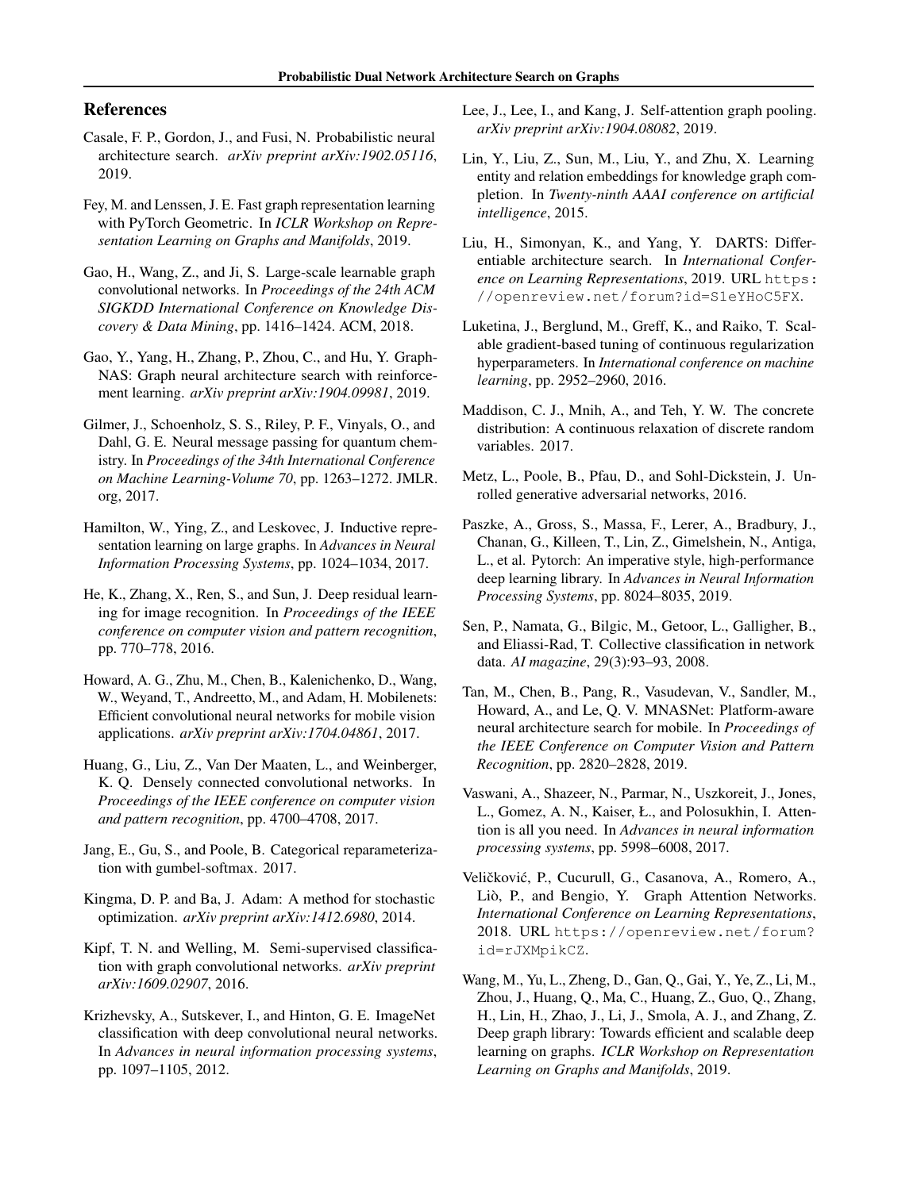## References

Casale, F. P., Gordon, J., and Fusi, N. Probabilistic neural architecture search. *arXiv preprint arXiv:1902.05116*, 2019.

Fey, M. and Lenssen, J. E. Fast graph representation learning with PyTorch Geometric. In *ICLR Workshop on Representation Learning on Graphs and Manifolds*, 2019.

Gao, H., Wang, Z., and Ji, S. Large-scale learnable graph convolutional networks. In *Proceedings of the 24th ACM SIGKDD International Conference on Knowledge Discovery & Data Mining*, pp. 1416–1424. ACM, 2018.

Gao, Y., Yang, H., Zhang, P., Zhou, C., and Hu, Y. GraphNAS: Graph neural architecture search with reinforcement learning. *arXiv preprint arXiv:1904.09981*, 2019.

Gilmer, J., Schoenholz, S. S., Riley, P. F., Vinyals, O., and Dahl, G. E. Neural message passing for quantum chemistry. In *Proceedings of the 34th International Conference on Machine Learning-Volume 70*, pp. 1263–1272. JMLR. org, 2017.

Hamilton, W., Ying, Z., and Leskovec, J. Inductive representation learning on large graphs. In *Advances in Neural Information Processing Systems*, pp. 1024–1034, 2017.

He, K., Zhang, X., Ren, S., and Sun, J. Deep residual learning for image recognition. In *Proceedings of the IEEE conference on computer vision and pattern recognition*, pp. 770–778, 2016.

Howard, A. G., Zhu, M., Chen, B., Kalenichenko, D., Wang, W., Weyand, T., Andreetto, M., and Adam, H. Mobilenets: Efficient convolutional neural networks for mobile vision applications. *arXiv preprint arXiv:1704.04861*, 2017.

Huang, G., Liu, Z., Van Der Maaten, L., and Weinberger, K. Q. Densely connected convolutional networks. In *Proceedings of the IEEE conference on computer vision and pattern recognition*, pp. 4700–4708, 2017.

Jang, E., Gu, S., and Poole, B. Categorical reparameterization with gumbel-softmax. 2017.

Kingma, D. P. and Ba, J. Adam: A method for stochastic optimization. *arXiv preprint arXiv:1412.6980*, 2014.

Kipf, T. N. and Welling, M. Semi-supervised classification with graph convolutional networks. *arXiv preprint arXiv:1609.02907*, 2016.

Krizhevsky, A., Sutskever, I., and Hinton, G. E. ImageNet classification with deep convolutional neural networks. In *Advances in neural information processing systems*, pp. 1097–1105, 2012.

Lee, J., Lee, I., and Kang, J. Self-attention graph pooling. *arXiv preprint arXiv:1904.08082*, 2019.

Lin, Y., Liu, Z., Sun, M., Liu, Y., and Zhu, X. Learning entity and relation embeddings for knowledge graph completion. In *Twenty-ninth AAAI conference on artificial intelligence*, 2015.

Liu, H., Simonyan, K., and Yang, Y. DARTS: Differentiable architecture search. In *International Conference on Learning Representations*, 2019. URL `https://openreview.net/forum?id=S1eYHoC5FX`.

Luketina, J., Berglund, M., Greff, K., and Raiko, T. Scalable gradient-based tuning of continuous regularization hyperparameters. In *International conference on machine learning*, pp. 2952–2960, 2016.

Maddison, C. J., Mnih, A., and Teh, Y. W. The concrete distribution: A continuous relaxation of discrete random variables. 2017.

Metz, L., Poole, B., Pfau, D., and Sohl-Dickstein, J. Unrolled generative adversarial networks, 2016.

Paszke, A., Gross, S., Massa, F., Lerer, A., Bradbury, J., Chanan, G., Killeen, T., Lin, Z., Gimelshein, N., Antiga, L., et al. Pytorch: An imperative style, high-performance deep learning library. In *Advances in Neural Information Processing Systems*, pp. 8024–8035, 2019.

Sen, P., Namata, G., Bilgic, M., Getoor, L., Galligher, B., and Eliassi-Rad, T. Collective classification in network data. *AI magazine*, 29(3):93–93, 2008.

Tan, M., Chen, B., Pang, R., Vasudevan, V., Sandler, M., Howard, A., and Le, Q. V. MNASNet: Platform-aware neural architecture search for mobile. In *Proceedings of the IEEE Conference on Computer Vision and Pattern Recognition*, pp. 2820–2828, 2019.

Vaswani, A., Shazeer, N., Parmar, N., Uszkoreit, J., Jones, L., Gomez, A. N., Kaiser, Ł., and Polosukhin, I. Attention is all you need. In *Advances in neural information processing systems*, pp. 5998–6008, 2017.

Veličković, P., Cucurull, G., Casanova, A., Romero, A., Liò, P., and Bengio, Y. Graph Attention Networks. *International Conference on Learning Representations*, 2018. URL `https://openreview.net/forum?id=rJXMpikCZ`.

Wang, M., Yu, L., Zheng, D., Gan, Q., Gai, Y., Ye, Z., Li, M., Zhou, J., Huang, Q., Ma, C., Huang, Z., Guo, Q., Zhang, H., Lin, H., Zhao, J., Li, J., Smola, A. J., and Zhang, Z. Deep graph library: Towards efficient and scalable deep learning on graphs. *ICLR Workshop on Representation Learning on Graphs and Manifolds*, 2019.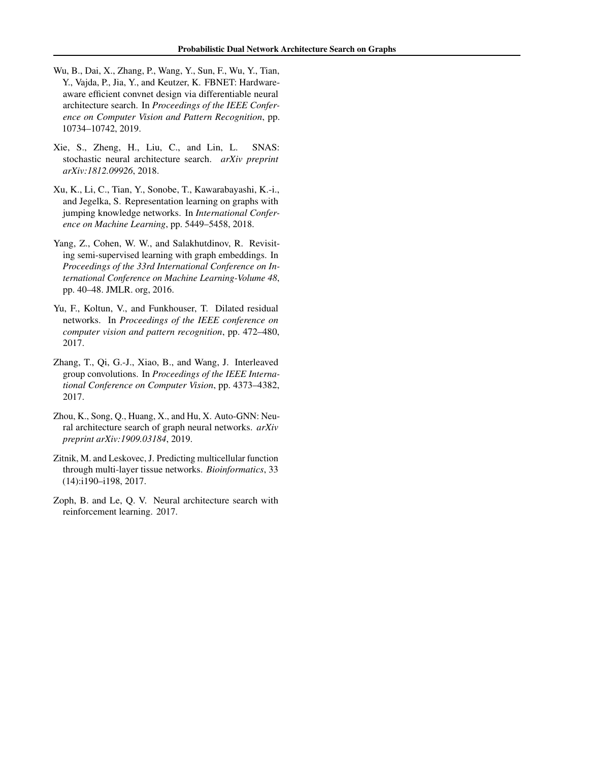Wu, B., Dai, X., Zhang, P., Wang, Y., Sun, F., Wu, Y., Tian, Y., Vajda, P., Jia, Y., and Keutzer, K. FBNET: Hardware-aware efficient convnet design via differentiable neural architecture search. In *Proceedings of the IEEE Conference on Computer Vision and Pattern Recognition*, pp. 10734–10742, 2019.

Xie, S., Zheng, H., Liu, C., and Lin, L. SNAS: stochastic neural architecture search. *arXiv preprint arXiv:1812.09926*, 2018.

Xu, K., Li, C., Tian, Y., Sonobe, T., Kawarabayashi, K.-i., and Jegelka, S. Representation learning on graphs with jumping knowledge networks. In *International Conference on Machine Learning*, pp. 5449–5458, 2018.

Yang, Z., Cohen, W. W., and Salakhutdinov, R. Revisiting semi-supervised learning with graph embeddings. In *Proceedings of the 33rd International Conference on International Conference on Machine Learning-Volume 48*, pp. 40–48. JMLR. org, 2016.

Yu, F., Koltun, V., and Funkhouser, T. Dilated residual networks. In *Proceedings of the IEEE conference on computer vision and pattern recognition*, pp. 472–480, 2017.

Zhang, T., Qi, G.-J., Xiao, B., and Wang, J. Interleaved group convolutions. In *Proceedings of the IEEE International Conference on Computer Vision*, pp. 4373–4382, 2017.

Zhou, K., Song, Q., Huang, X., and Hu, X. Auto-GNN: Neural architecture search of graph neural networks. *arXiv preprint arXiv:1909.03184*, 2019.

Zitnik, M. and Leskovec, J. Predicting multicellular function through multi-layer tissue networks. *Bioinformatics*, 33 (14):i190–i198, 2017.

Zoph, B. and Le, Q. V. Neural architecture search with reinforcement learning. 2017.